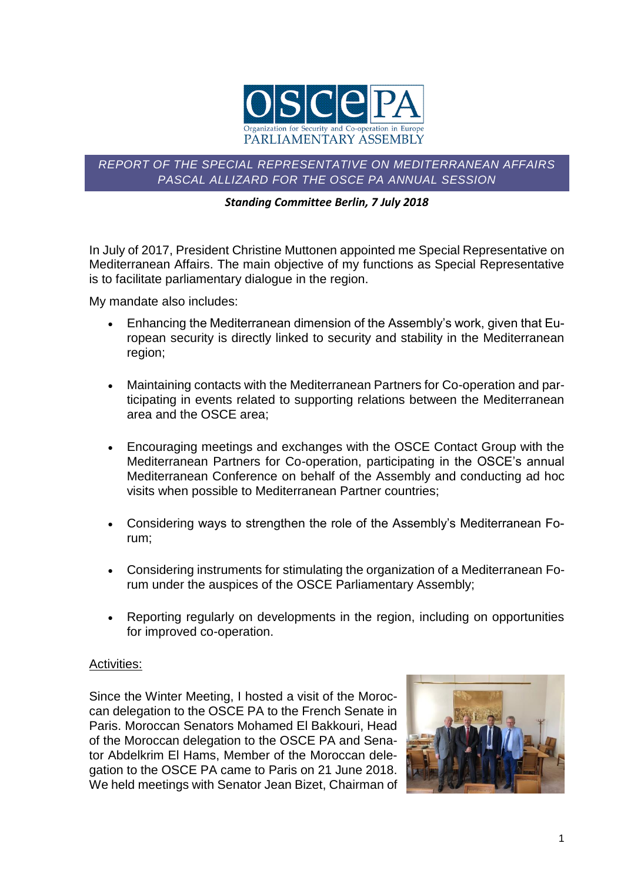# REPORT OF THE SPECIAL REPRESENTATIVE ON MEDITERRANEAN AFFAIRS PASCAL ALLIZARD FOR THE OSCE PA ANNUAL SESSION

***Standing Committee Berlin, 7 July 2018***

In July of 2017, President Christine Muttonen appointed me Special Representative on Mediterranean Affairs. The main objective of my functions as Special Representative is to facilitate parliamentary dialogue in the region.

My mandate also includes:

- Enhancing the Mediterranean dimension of the Assembly's work, given that European security is directly linked to security and stability in the Mediterranean region;
- Maintaining contacts with the Mediterranean Partners for Co-operation and participating in events related to supporting relations between the Mediterranean area and the OSCE area;
- Encouraging meetings and exchanges with the OSCE Contact Group with the Mediterranean Partners for Co-operation, participating in the OSCE's annual Mediterranean Conference on behalf of the Assembly and conducting ad hoc visits when possible to Mediterranean Partner countries;
- Considering ways to strengthen the role of the Assembly's Mediterranean Forum;
- Considering instruments for stimulating the organization of a Mediterranean Forum under the auspices of the OSCE Parliamentary Assembly;
- Reporting regularly on developments in the region, including on opportunities for improved co-operation.

## Activities:

Since the Winter Meeting, I hosted a visit of the Moroccan delegation to the OSCE PA to the French Senate in Paris. Moroccan Senators Mohamed El Bakkouri, Head of the Moroccan delegation to the OSCE PA and Senator Abdelkrim El Hams, Member of the Moroccan delegation to the OSCE PA came to Paris on 21 June 2018. We held meetings with Senator Jean Bizet, Chairman of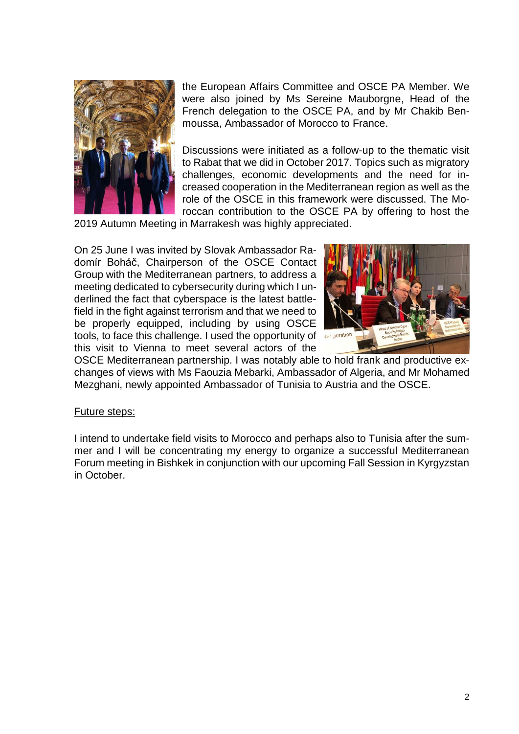the European Affairs Committee and OSCE PA Member. We were also joined by Ms Sereine Mauborgne, Head of the French delegation to the OSCE PA, and by Mr Chakib Benmoussa, Ambassador of Morocco to France.

Discussions were initiated as a follow-up to the thematic visit to Rabat that we did in October 2017. Topics such as migratory challenges, economic developments and the need for increased cooperation in the Mediterranean region as well as the role of the OSCE in this framework were discussed. The Moroccan contribution to the OSCE PA by offering to host the 2019 Autumn Meeting in Marrakesh was highly appreciated.

On 25 June I was invited by Slovak Ambassador Radomír Boháč, Chairperson of the OSCE Contact Group with the Mediterranean partners, to address a meeting dedicated to cybersecurity during which I underlined the fact that cyberspace is the latest battlefield in the fight against terrorism and that we need to be properly equipped, including by using OSCE tools, to face this challenge. I used the opportunity of this visit to Vienna to meet several actors of the OSCE Mediterranean partnership. I was notably able to hold frank and productive exchanges of views with Ms Faouzia Mebarki, Ambassador of Algeria, and Mr Mohamed Mezghani, newly appointed Ambassador of Tunisia to Austria and the OSCE.

<u>Future steps:</u>

I intend to undertake field visits to Morocco and perhaps also to Tunisia after the summer and I will be concentrating my energy to organize a successful Mediterranean Forum meeting in Bishkek in conjunction with our upcoming Fall Session in Kyrgyzstan in October.